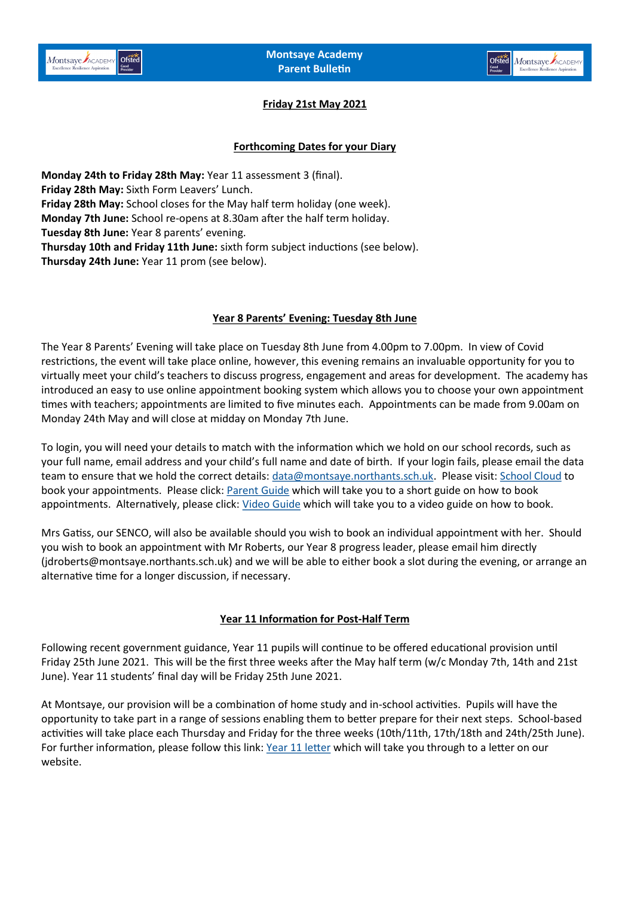# Montsaye Academy Parent Bulletin

## Friday 21st May 2021

### Forthcoming Dates for your Diary

**Monday 24th to Friday 28th May:** Year 11 assessment 3 (final).
**Friday 28th May:** Sixth Form Leavers' Lunch.
**Friday 28th May:** School closes for the May half term holiday (one week).
**Monday 7th June:** School re-opens at 8.30am after the half term holiday.
**Tuesday 8th June:** Year 8 parents' evening.
**Thursday 10th and Friday 11th June:** sixth form subject inductions (see below).
**Thursday 24th June:** Year 11 prom (see below).

### Year 8 Parents' Evening: Tuesday 8th June

The Year 8 Parents' Evening will take place on Tuesday 8th June from 4.00pm to 7.00pm. In view of Covid restrictions, the event will take place online, however, this evening remains an invaluable opportunity for you to virtually meet your child's teachers to discuss progress, engagement and areas for development. The academy has introduced an easy to use online appointment booking system which allows you to choose your own appointment times with teachers; appointments are limited to five minutes each. Appointments can be made from 9.00am on Monday 24th May and will close at midday on Monday 7th June.

To login, you will need your details to match with the information which we hold on our school records, such as your full name, email address and your child's full name and date of birth. If your login fails, please email the data team to ensure that we hold the correct details: data@montsaye.northants.sch.uk. Please visit: School Cloud to book your appointments. Please click: Parent Guide which will take you to a short guide on how to book appointments. Alternatively, please click: Video Guide which will take you to a video guide on how to book.

Mrs Gatiss, our SENCO, will also be available should you wish to book an individual appointment with her. Should you wish to book an appointment with Mr Roberts, our Year 8 progress leader, please email him directly (jdroberts@montsaye.northants.sch.uk) and we will be able to either book a slot during the evening, or arrange an alternative time for a longer discussion, if necessary.

### Year 11 Information for Post-Half Term

Following recent government guidance, Year 11 pupils will continue to be offered educational provision until Friday 25th June 2021. This will be the first three weeks after the May half term (w/c Monday 7th, 14th and 21st June). Year 11 students' final day will be Friday 25th June 2021.

At Montsaye, our provision will be a combination of home study and in-school activities. Pupils will have the opportunity to take part in a range of sessions enabling them to better prepare for their next steps. School-based activities will take place each Thursday and Friday for the three weeks (10th/11th, 17th/18th and 24th/25th June). For further information, please follow this link: Year 11 letter which will take you through to a letter on our website.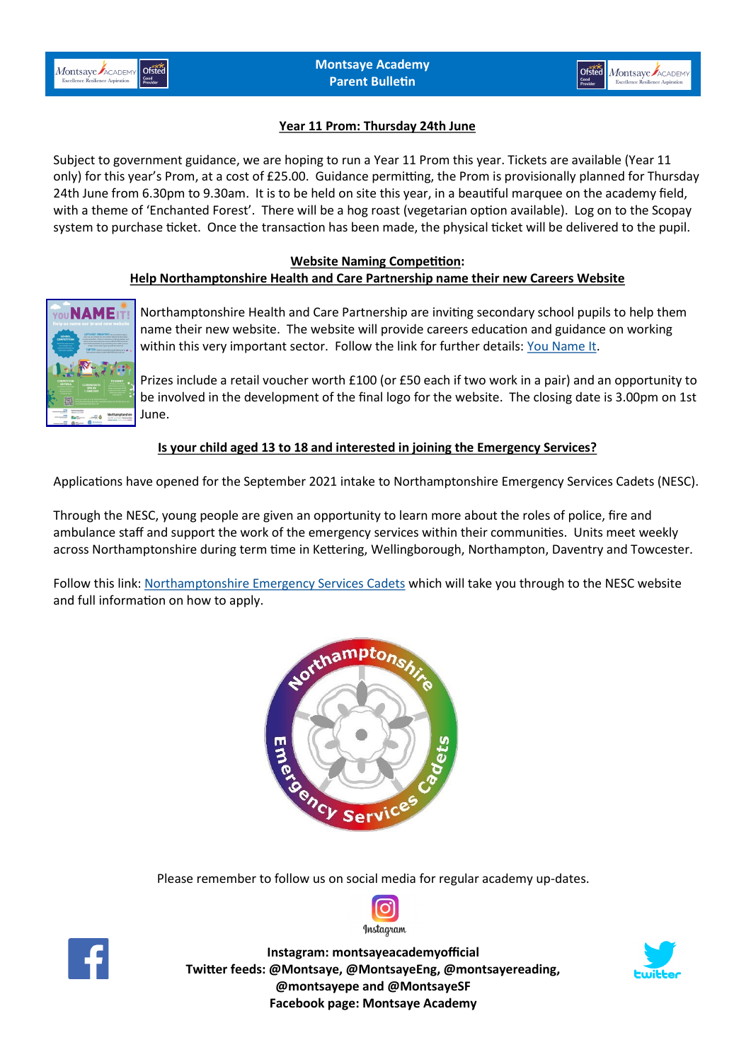## Year 11 Prom: Thursday 24th June

Subject to government guidance, we are hoping to run a Year 11 Prom this year. Tickets are available (Year 11 only) for this year's Prom, at a cost of £25.00. Guidance permitting, the Prom is provisionally planned for Thursday 24th June from 6.30pm to 9.30am. It is to be held on site this year, in a beautiful marquee on the academy field, with a theme of 'Enchanted Forest'. There will be a hog roast (vegetarian option available). Log on to the Scopay system to purchase ticket. Once the transaction has been made, the physical ticket will be delivered to the pupil.

## Website Naming Competition: Help Northamptonshire Health and Care Partnership name their new Careers Website

Northamptonshire Health and Care Partnership are inviting secondary school pupils to help them name their new website. The website will provide careers education and guidance on working within this very important sector. Follow the link for further details: You Name It.

Prizes include a retail voucher worth £100 (or £50 each if two work in a pair) and an opportunity to be involved in the development of the final logo for the website. The closing date is 3.00pm on 1st June.

## Is your child aged 13 to 18 and interested in joining the Emergency Services?

Applications have opened for the September 2021 intake to Northamptonshire Emergency Services Cadets (NESC).

Through the NESC, young people are given an opportunity to learn more about the roles of police, fire and ambulance staff and support the work of the emergency services within their communities. Units meet weekly across Northamptonshire during term time in Kettering, Wellingborough, Northampton, Daventry and Towcester.

Follow this link: Northamptonshire Emergency Services Cadets which will take you through to the NESC website and full information on how to apply.

Please remember to follow us on social media for regular academy up-dates.

**Instagram: montsayeacademyofficial**
**Twitter feeds: @Montsaye, @MontsayeEng, @montsayereading, @montsayepe and @MontsayeSF**
**Facebook page: Montsaye Academy**